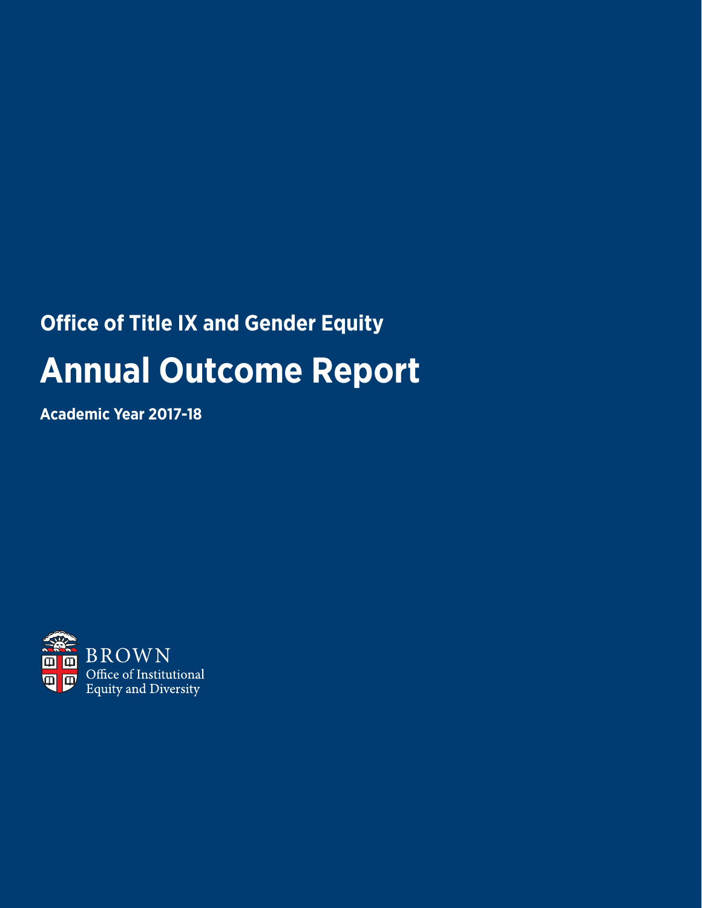## Office of Title IX and Gender Equity

# Annual Outcome Report

**Academic Year 2017-18**

BROWN
Office of Institutional Equity and Diversity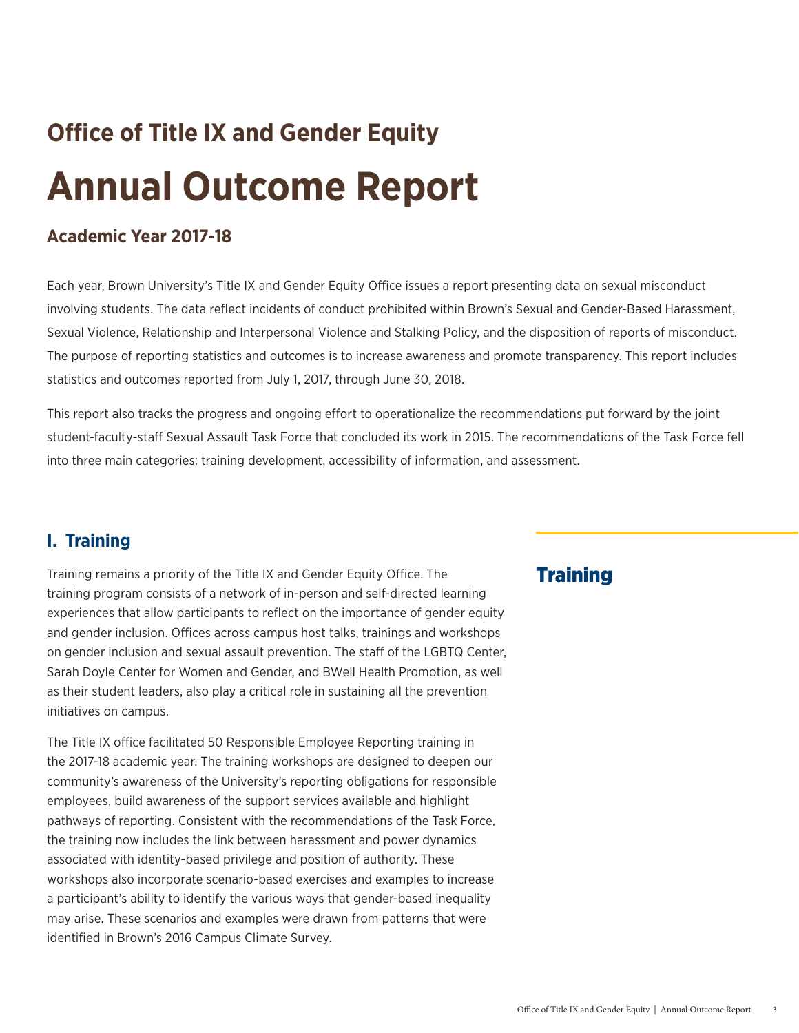## Office of Title IX and Gender Equity

# Annual Outcome Report

### Academic Year 2017-18

Each year, Brown University's Title IX and Gender Equity Office issues a report presenting data on sexual misconduct involving students. The data reflect incidents of conduct prohibited within Brown's Sexual and Gender-Based Harassment, Sexual Violence, Relationship and Interpersonal Violence and Stalking Policy, and the disposition of reports of misconduct. The purpose of reporting statistics and outcomes is to increase awareness and promote transparency. This report includes statistics and outcomes reported from July 1, 2017, through June 30, 2018.

This report also tracks the progress and ongoing effort to operationalize the recommendations put forward by the joint student-faculty-staff Sexual Assault Task Force that concluded its work in 2015. The recommendations of the Task Force fell into three main categories: training development, accessibility of information, and assessment.

## I. Training

Training remains a priority of the Title IX and Gender Equity Office. The training program consists of a network of in-person and self-directed learning experiences that allow participants to reflect on the importance of gender equity and gender inclusion. Offices across campus host talks, trainings and workshops on gender inclusion and sexual assault prevention. The staff of the LGBTQ Center, Sarah Doyle Center for Women and Gender, and BWell Health Promotion, as well as their student leaders, also play a critical role in sustaining all the prevention initiatives on campus.

The Title IX office facilitated 50 Responsible Employee Reporting training in the 2017-18 academic year. The training workshops are designed to deepen our community's awareness of the University's reporting obligations for responsible employees, build awareness of the support services available and highlight pathways of reporting. Consistent with the recommendations of the Task Force, the training now includes the link between harassment and power dynamics associated with identity-based privilege and position of authority. These workshops also incorporate scenario-based exercises and examples to increase a participant's ability to identify the various ways that gender-based inequality may arise. These scenarios and examples were drawn from patterns that were identified in Brown's 2016 Campus Climate Survey.

## Training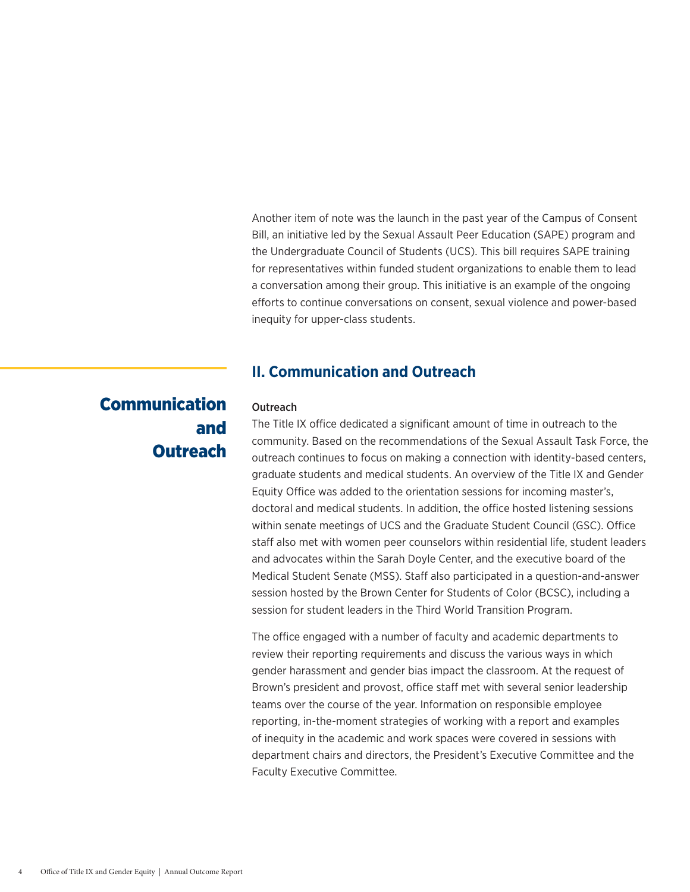Another item of note was the launch in the past year of the Campus of Consent Bill, an initiative led by the Sexual Assault Peer Education (SAPE) program and the Undergraduate Council of Students (UCS). This bill requires SAPE training for representatives within funded student organizations to enable them to lead a conversation among their group. This initiative is an example of the ongoing efforts to continue conversations on consent, sexual violence and power-based inequity for upper-class students.

## II. Communication and Outreach

**Communication and Outreach**

### Outreach

The Title IX office dedicated a significant amount of time in outreach to the community. Based on the recommendations of the Sexual Assault Task Force, the outreach continues to focus on making a connection with identity-based centers, graduate students and medical students. An overview of the Title IX and Gender Equity Office was added to the orientation sessions for incoming master's, doctoral and medical students. In addition, the office hosted listening sessions within senate meetings of UCS and the Graduate Student Council (GSC). Office staff also met with women peer counselors within residential life, student leaders and advocates within the Sarah Doyle Center, and the executive board of the Medical Student Senate (MSS). Staff also participated in a question-and-answer session hosted by the Brown Center for Students of Color (BCSC), including a session for student leaders in the Third World Transition Program.

The office engaged with a number of faculty and academic departments to review their reporting requirements and discuss the various ways in which gender harassment and gender bias impact the classroom. At the request of Brown's president and provost, office staff met with several senior leadership teams over the course of the year. Information on responsible employee reporting, in-the-moment strategies of working with a report and examples of inequity in the academic and work spaces were covered in sessions with department chairs and directors, the President's Executive Committee and the Faculty Executive Committee.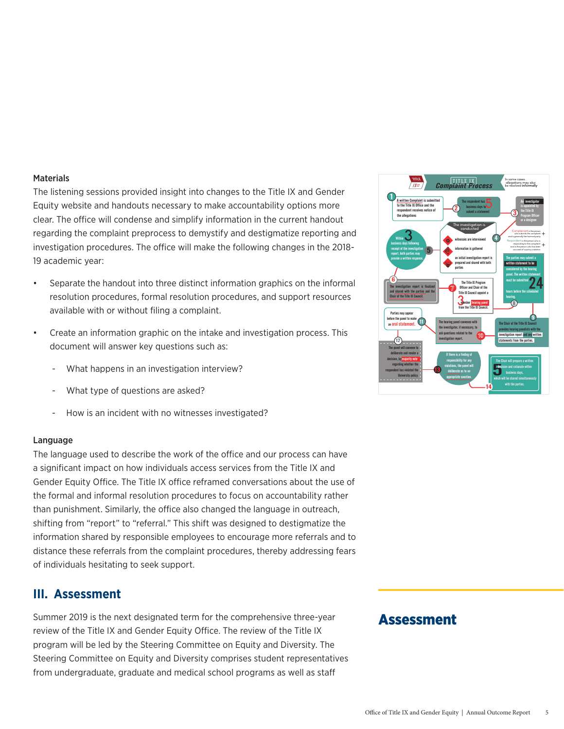### Materials

The listening sessions provided insight into changes to the Title IX and Gender Equity website and handouts necessary to make accountability options more clear. The office will condense and simplify information in the current handout regarding the complaint preprocess to demystify and destigmatize reporting and investigation procedures. The office will make the following changes in the 2018-19 academic year:

- Separate the handout into three distinct information graphics on the informal resolution procedures, formal resolution procedures, and support resources available with or without filing a complaint.
- Create an information graphic on the intake and investigation process. This document will answer key questions such as:
  - What happens in an investigation interview?
  - What type of questions are asked?
  - How is an incident with no witnesses investigated?

### Language

The language used to describe the work of the office and our process can have a significant impact on how individuals access services from the Title IX and Gender Equity Office. The Title IX office reframed conversations about the use of the formal and informal resolution procedures to focus on accountability rather than punishment. Similarly, the office also changed the language in outreach, shifting from "report" to "referral." This shift was designed to destigmatize the information shared by responsible employees to encourage more referrals and to distance these referrals from the complaint procedures, thereby addressing fears of individuals hesitating to seek support.

**TITLE IX Complaint Process**

In some cases, allegations may also be resolved **informally**

1. A written Complaint is submitted to the Title IX Office and the respondent receives notice of the allegations
2. The respondent has 5 business days to submit a statement
3. An investigator is appointed by the Title IX Program Officer or a designee
4. The investigation is conducted: witnesses are interviewed; information is gathered; an initial investigation report is prepared and shared with both parties
5. Within 3 business days following receipt of the investigation report, both parties may provide a written response
6. The investigation report is finalized and shared with the parties and the Chair of the Title IX Council.
7. The Title IX Program Officer and Chair of the Title IX Council appoint a 3 member hearing panel from the Title IX Council.
8. The parties may submit a written statement to be considered by the hearing panel. The written statement must be submitted 24 hours before the scheduled hearing.
9. The Chair of the Title IX Council provides hearing panelists with the investigation report and any written statements from the parties.
10. The hearing panel convenes with the investigator, if necessary, to ask questions related to the investigation report.
11. Parties may appear before the panel to make an oral statement.
12. The panel will convene to deliberate and render a decision, by majority vote regarding whether the respondent has violated the University policy.
13. If there is a finding of responsibility for any violations, the panel will deliberate as to an appropriate sanction.
14. The Chair will prepare a written decision and rationale within 5 business days, which will be shared simultaneously with the parties.

Complainant is the person who submits the complaint and is generally the harmed party. Respondent is the person who is responding to the complaint and is the person who has been accused of a policy violation.

## III. Assessment

Summer 2019 is the next designated term for the comprehensive three-year review of the Title IX and Gender Equity Office. The review of the Title IX program will be led by the Steering Committee on Equity and Diversity. The Steering Committee on Equity and Diversity comprises student representatives from undergraduate, graduate and medical school programs as well as staff

## Assessment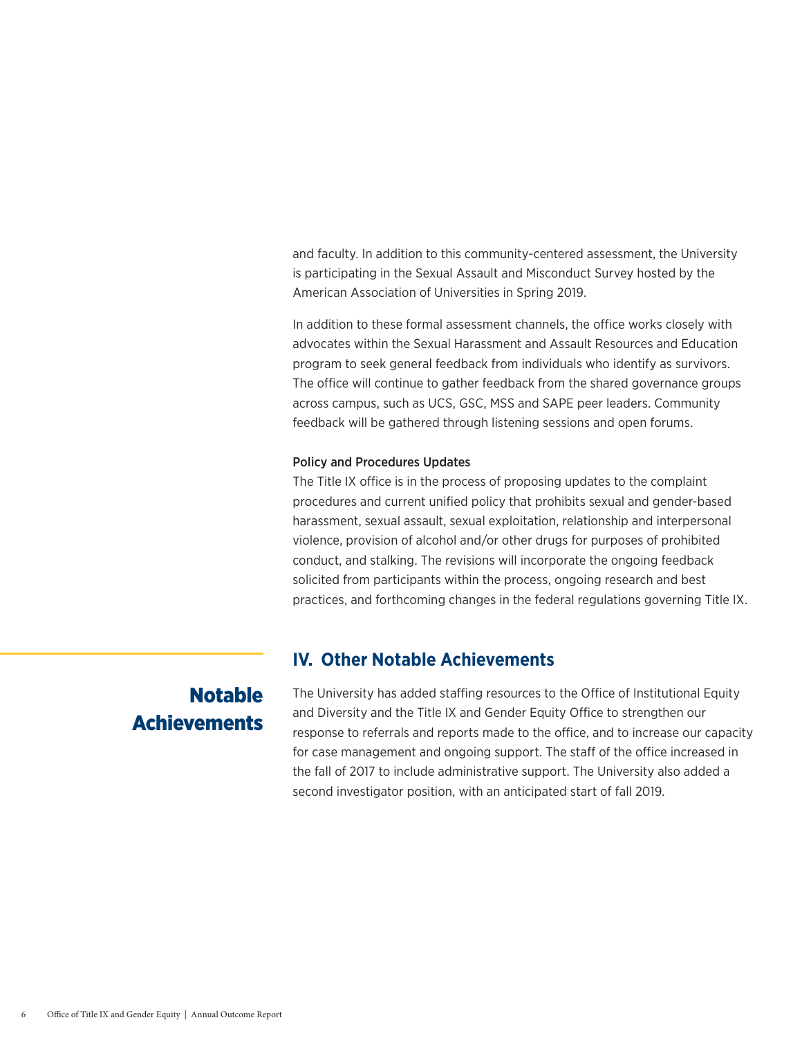and faculty. In addition to this community-centered assessment, the University is participating in the Sexual Assault and Misconduct Survey hosted by the American Association of Universities in Spring 2019.

In addition to these formal assessment channels, the office works closely with advocates within the Sexual Harassment and Assault Resources and Education program to seek general feedback from individuals who identify as survivors. The office will continue to gather feedback from the shared governance groups across campus, such as UCS, GSC, MSS and SAPE peer leaders. Community feedback will be gathered through listening sessions and open forums.

### Policy and Procedures Updates

The Title IX office is in the process of proposing updates to the complaint procedures and current unified policy that prohibits sexual and gender-based harassment, sexual assault, sexual exploitation, relationship and interpersonal violence, provision of alcohol and/or other drugs for purposes of prohibited conduct, and stalking. The revisions will incorporate the ongoing feedback solicited from participants within the process, ongoing research and best practices, and forthcoming changes in the federal regulations governing Title IX.

# Notable Achievements

## IV. Other Notable Achievements

The University has added staffing resources to the Office of Institutional Equity and Diversity and the Title IX and Gender Equity Office to strengthen our response to referrals and reports made to the office, and to increase our capacity for case management and ongoing support. The staff of the office increased in the fall of 2017 to include administrative support. The University also added a second investigator position, with an anticipated start of fall 2019.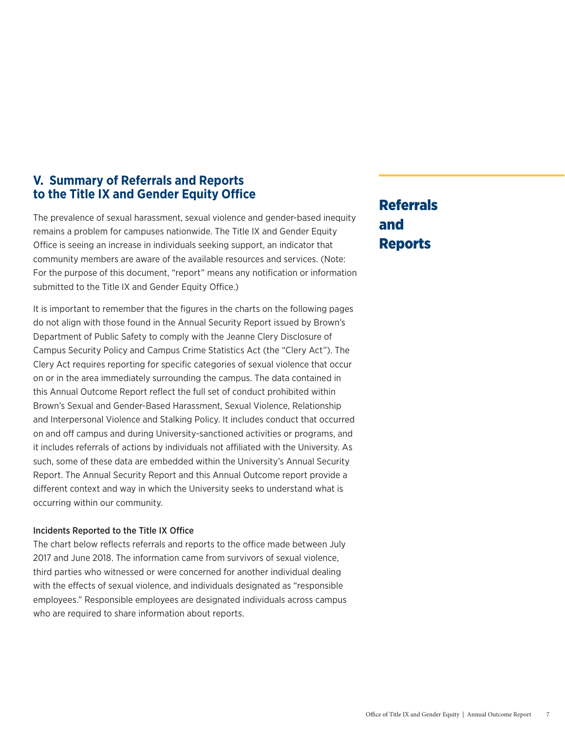## V. Summary of Referrals and Reports to the Title IX and Gender Equity Office

**Referrals and Reports**

The prevalence of sexual harassment, sexual violence and gender-based inequity remains a problem for campuses nationwide. The Title IX and Gender Equity Office is seeing an increase in individuals seeking support, an indicator that community members are aware of the available resources and services. (Note: For the purpose of this document, "report" means any notification or information submitted to the Title IX and Gender Equity Office.)

It is important to remember that the figures in the charts on the following pages do not align with those found in the Annual Security Report issued by Brown's Department of Public Safety to comply with the Jeanne Clery Disclosure of Campus Security Policy and Campus Crime Statistics Act (the "Clery Act"). The Clery Act requires reporting for specific categories of sexual violence that occur on or in the area immediately surrounding the campus. The data contained in this Annual Outcome Report reflect the full set of conduct prohibited within Brown's Sexual and Gender-Based Harassment, Sexual Violence, Relationship and Interpersonal Violence and Stalking Policy. It includes conduct that occurred on and off campus and during University-sanctioned activities or programs, and it includes referrals of actions by individuals not affiliated with the University. As such, some of these data are embedded within the University's Annual Security Report. The Annual Security Report and this Annual Outcome report provide a different context and way in which the University seeks to understand what is occurring within our community.

### Incidents Reported to the Title IX Office

The chart below reflects referrals and reports to the office made between July 2017 and June 2018. The information came from survivors of sexual violence, third parties who witnessed or were concerned for another individual dealing with the effects of sexual violence, and individuals designated as "responsible employees." Responsible employees are designated individuals across campus who are required to share information about reports.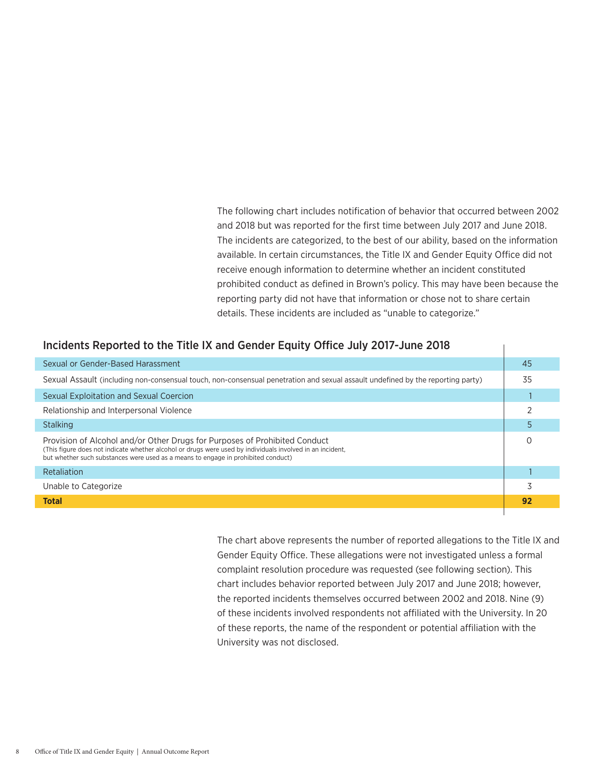The following chart includes notification of behavior that occurred between 2002 and 2018 but was reported for the first time between July 2017 and June 2018. The incidents are categorized, to the best of our ability, based on the information available. In certain circumstances, the Title IX and Gender Equity Office did not receive enough information to determine whether an incident constituted prohibited conduct as defined in Brown's policy. This may have been because the reporting party did not have that information or chose not to share certain details. These incidents are included as "unable to categorize."

## Incidents Reported to the Title IX and Gender Equity Office July 2017-June 2018

| Category | Count |
|---|---|
| Sexual or Gender-Based Harassment | 45 |
| Sexual Assault (including non-consensual touch, non-consensual penetration and sexual assault undefined by the reporting party) | 35 |
| Sexual Exploitation and Sexual Coercion | 1 |
| Relationship and Interpersonal Violence | 2 |
| Stalking | 5 |
| Provision of Alcohol and/or Other Drugs for Purposes of Prohibited Conduct (This figure does not indicate whether alcohol or drugs were used by individuals involved in an incident, but whether such substances were used as a means to engage in prohibited conduct) | 0 |
| Retaliation | 1 |
| Unable to Categorize | 3 |
| **Total** | **92** |

The chart above represents the number of reported allegations to the Title IX and Gender Equity Office. These allegations were not investigated unless a formal complaint resolution procedure was requested (see following section). This chart includes behavior reported between July 2017 and June 2018; however, the reported incidents themselves occurred between 2002 and 2018. Nine (9) of these incidents involved respondents not affiliated with the University. In 20 of these reports, the name of the respondent or potential affiliation with the University was not disclosed.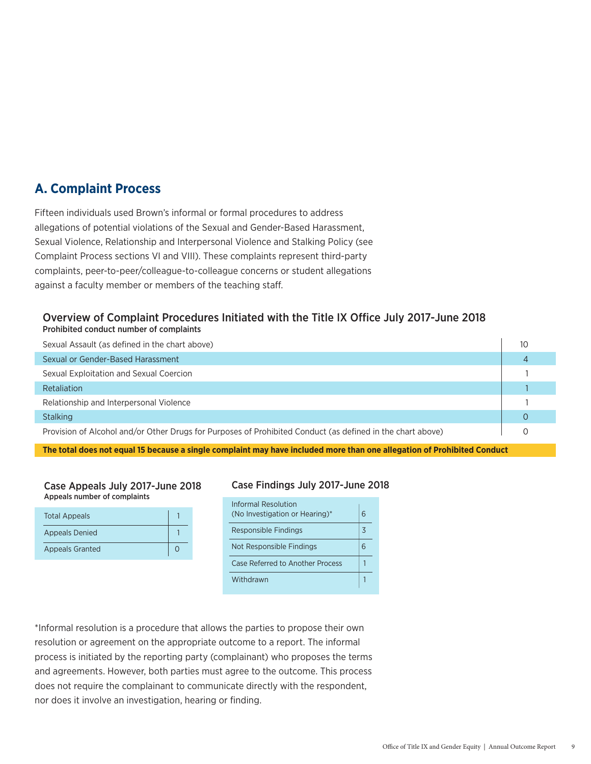## A. Complaint Process

Fifteen individuals used Brown's informal or formal procedures to address allegations of potential violations of the Sexual and Gender-Based Harassment, Sexual Violence, Relationship and Interpersonal Violence and Stalking Policy (see Complaint Process sections VI and VIII). These complaints represent third-party complaints, peer-to-peer/colleague-to-colleague concerns or student allegations against a faculty member or members of the teaching staff.

### Overview of Complaint Procedures Initiated with the Title IX Office July 2017-June 2018

| Prohibited conduct | number of complaints |
|---|---|
| Sexual Assault (as defined in the chart above) | 10 |
| Sexual or Gender-Based Harassment | 4 |
| Sexual Exploitation and Sexual Coercion | 1 |
| Retaliation | 1 |
| Relationship and Interpersonal Violence | 1 |
| Stalking | 0 |
| Provision of Alcohol and/or Other Drugs for Purposes of Prohibited Conduct (as defined in the chart above) | 0 |

**The total does not equal 15 because a single complaint may have included more than one allegation of Prohibited Conduct**

### Case Appeals July 2017-June 2018

| Appeals | number of complaints |
|---|---|
| Total Appeals | 1 |
| Appeals Denied | 1 |
| Appeals Granted | 0 |

### Case Findings July 2017-June 2018

| Finding | Number |
|---|---|
| Informal Resolution (No Investigation or Hearing)* | 6 |
| Responsible Findings | 3 |
| Not Responsible Findings | 6 |
| Case Referred to Another Process | 1 |
| Withdrawn | 1 |

*Informal resolution is a procedure that allows the parties to propose their own resolution or agreement on the appropriate outcome to a report. The informal process is initiated by the reporting party (complainant) who proposes the terms and agreements. However, both parties must agree to the outcome. This process does not require the complainant to communicate directly with the respondent, nor does it involve an investigation, hearing or finding.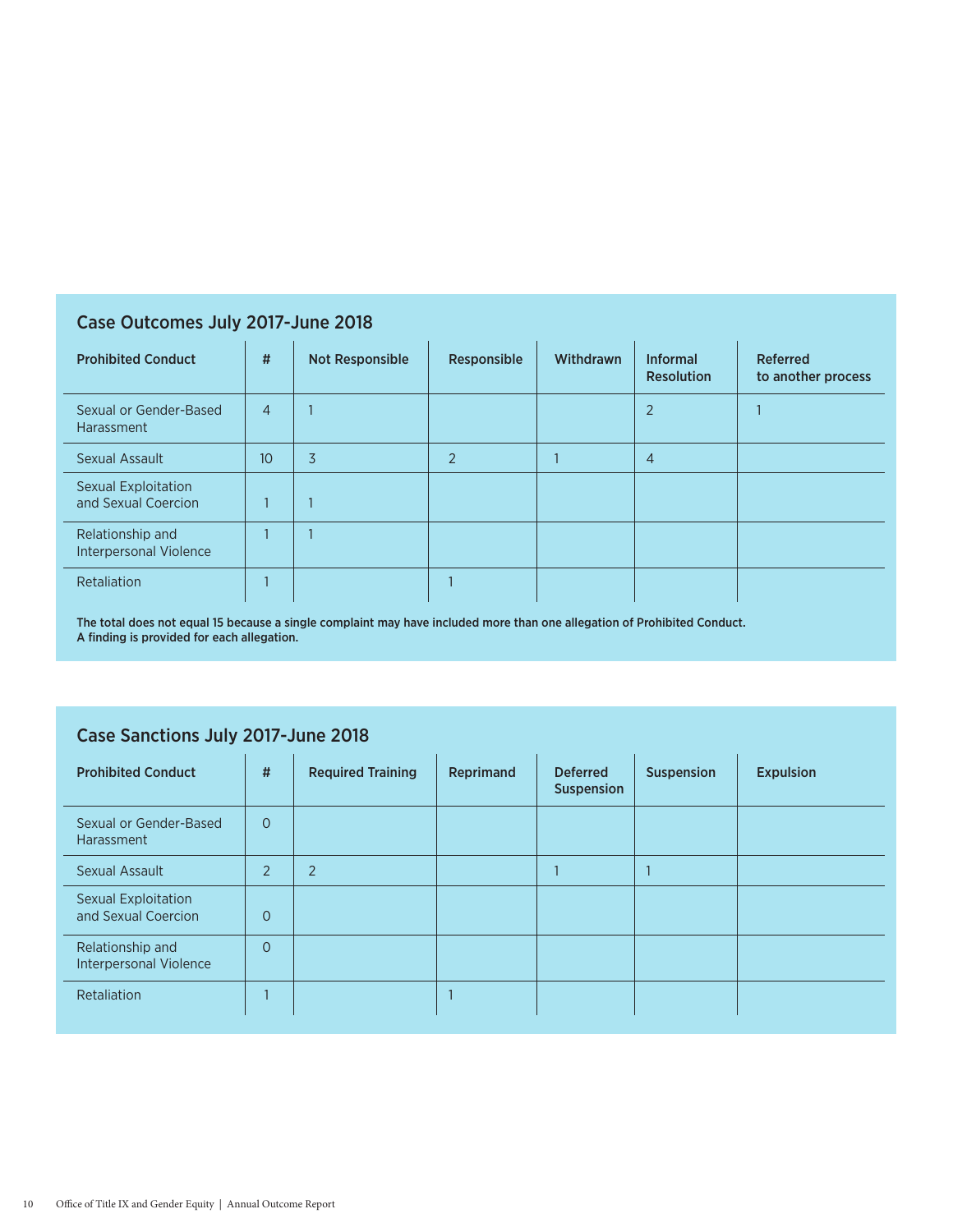## Case Outcomes July 2017-June 2018

| Prohibited Conduct | # | Not Responsible | Responsible | Withdrawn | Informal Resolution | Referred to another process |
|---|---|---|---|---|---|---|
| Sexual or Gender-Based Harassment | 4 | 1 | | | 2 | 1 |
| Sexual Assault | 10 | 3 | 2 | 1 | 4 | |
| Sexual Exploitation and Sexual Coercion | 1 | 1 | | | | |
| Relationship and Interpersonal Violence | 1 | 1 | | | | |
| Retaliation | 1 | | 1 | | | |

**The total does not equal 15 because a single complaint may have included more than one allegation of Prohibited Conduct. A finding is provided for each allegation.**

## Case Sanctions July 2017-June 2018

| Prohibited Conduct | # | Required Training | Reprimand | Deferred Suspension | Suspension | Expulsion |
|---|---|---|---|---|---|---|
| Sexual or Gender-Based Harassment | 0 | | | | | |
| Sexual Assault | 2 | 2 | | 1 | 1 | |
| Sexual Exploitation and Sexual Coercion | 0 | | | | | |
| Relationship and Interpersonal Violence | 0 | | | | | |
| Retaliation | 1 | | 1 | | | |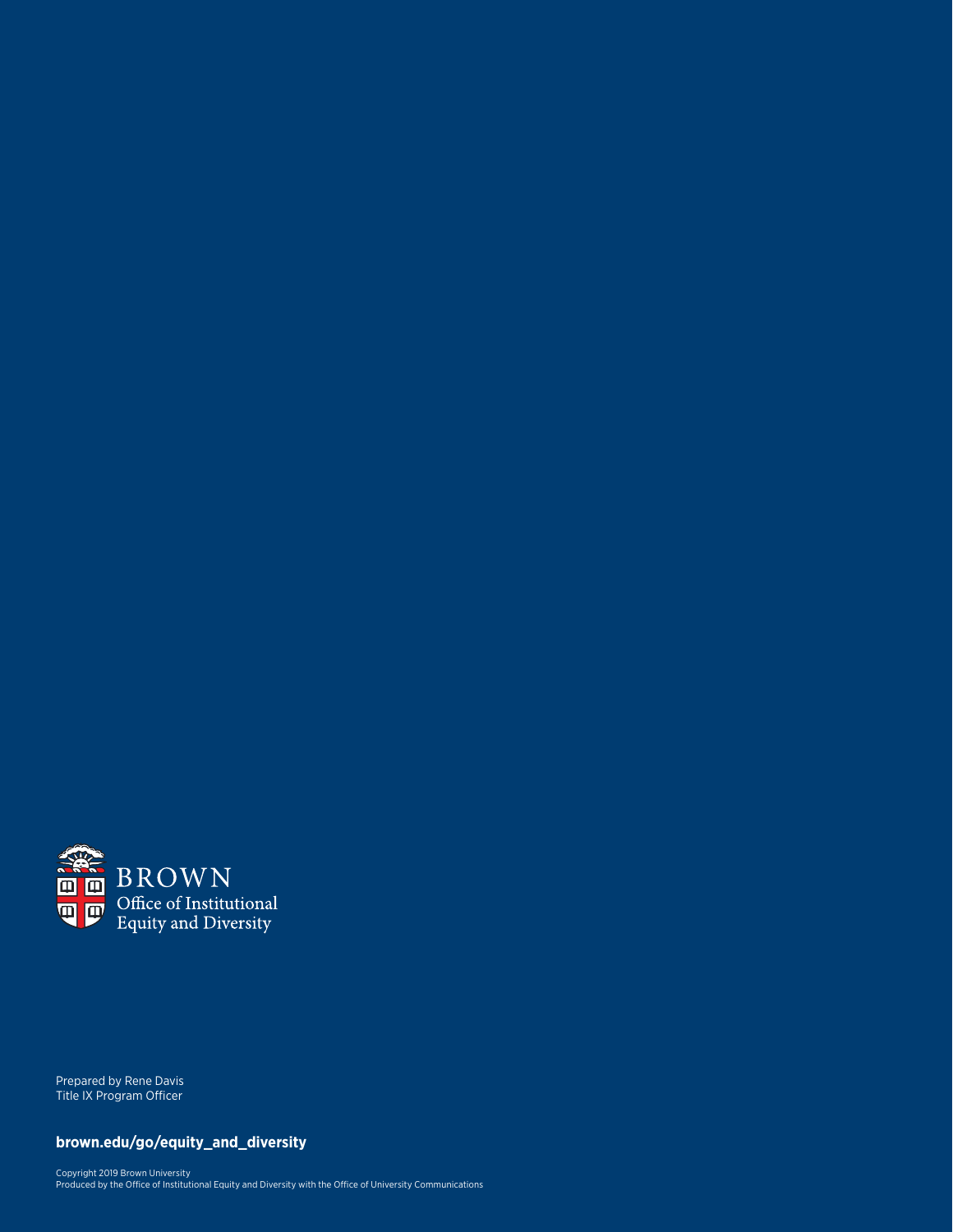BROWN
Office of Institutional
Equity and Diversity

Prepared by Rene Davis
Title IX Program Officer

**brown.edu/go/equity_and_diversity**

Copyright 2019 Brown University
Produced by the Office of Institutional Equity and Diversity with the Office of University Communications